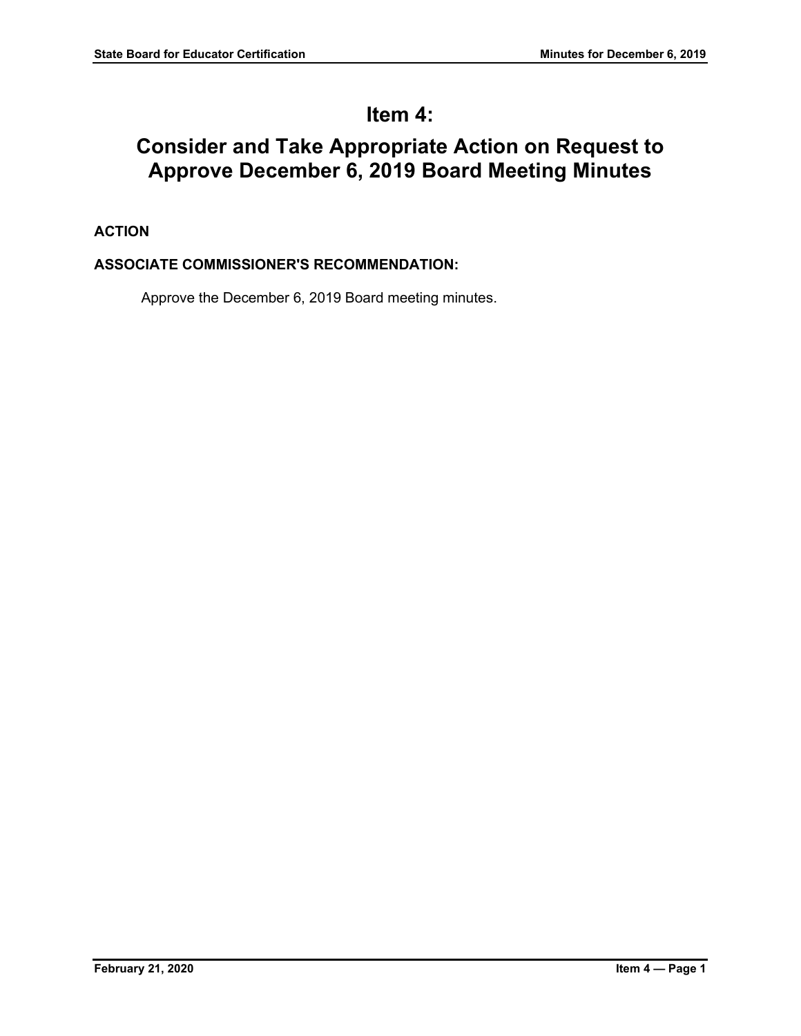# Item 4:

# Consider and Take Appropriate Action on Request to Approve December 6, 2019 Board Meeting Minutes

**ACTION**

**ASSOCIATE COMMISSIONER'S RECOMMENDATION:**

Approve the December 6, 2019 Board meeting minutes.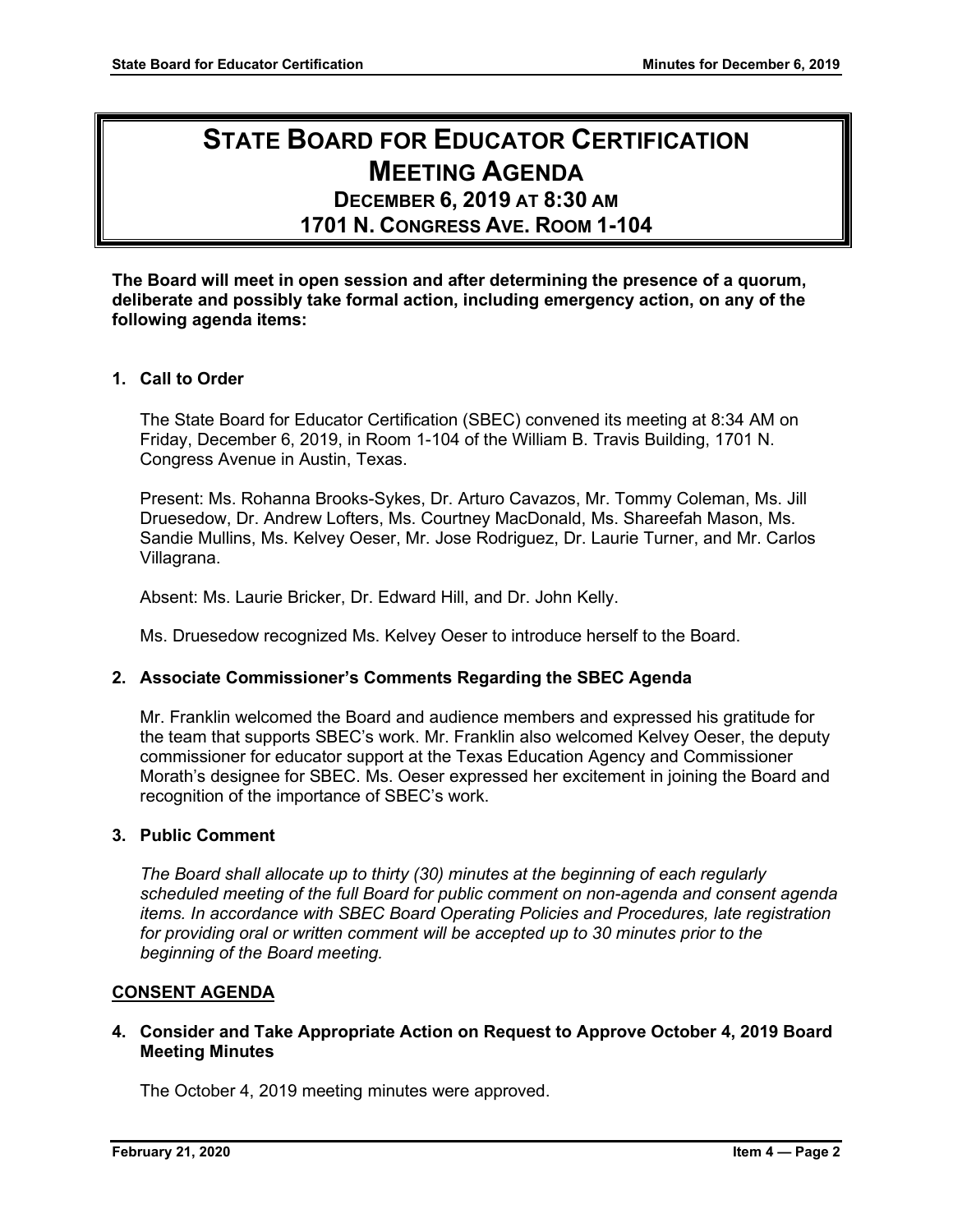# STATE BOARD FOR EDUCATOR CERTIFICATION MEETING AGENDA

## DECEMBER 6, 2019 AT 8:30 AM

## 1701 N. CONGRESS AVE. ROOM 1-104

**The Board will meet in open session and after determining the presence of a quorum, deliberate and possibly take formal action, including emergency action, on any of the following agenda items:**

### 1. Call to Order

The State Board for Educator Certification (SBEC) convened its meeting at 8:34 AM on Friday, December 6, 2019, in Room 1-104 of the William B. Travis Building, 1701 N. Congress Avenue in Austin, Texas.

Present: Ms. Rohanna Brooks-Sykes, Dr. Arturo Cavazos, Mr. Tommy Coleman, Ms. Jill Druesedow, Dr. Andrew Lofters, Ms. Courtney MacDonald, Ms. Shareefah Mason, Ms. Sandie Mullins, Ms. Kelvey Oeser, Mr. Jose Rodriguez, Dr. Laurie Turner, and Mr. Carlos Villagrana.

Absent: Ms. Laurie Bricker, Dr. Edward Hill, and Dr. John Kelly.

Ms. Druesedow recognized Ms. Kelvey Oeser to introduce herself to the Board.

### 2. Associate Commissioner's Comments Regarding the SBEC Agenda

Mr. Franklin welcomed the Board and audience members and expressed his gratitude for the team that supports SBEC's work. Mr. Franklin also welcomed Kelvey Oeser, the deputy commissioner for educator support at the Texas Education Agency and Commissioner Morath's designee for SBEC. Ms. Oeser expressed her excitement in joining the Board and recognition of the importance of SBEC's work.

### 3. Public Comment

*The Board shall allocate up to thirty (30) minutes at the beginning of each regularly scheduled meeting of the full Board for public comment on non-agenda and consent agenda items. In accordance with SBEC Board Operating Policies and Procedures, late registration for providing oral or written comment will be accepted up to 30 minutes prior to the beginning of the Board meeting.*

**CONSENT AGENDA**

### 4. Consider and Take Appropriate Action on Request to Approve October 4, 2019 Board Meeting Minutes

The October 4, 2019 meeting minutes were approved.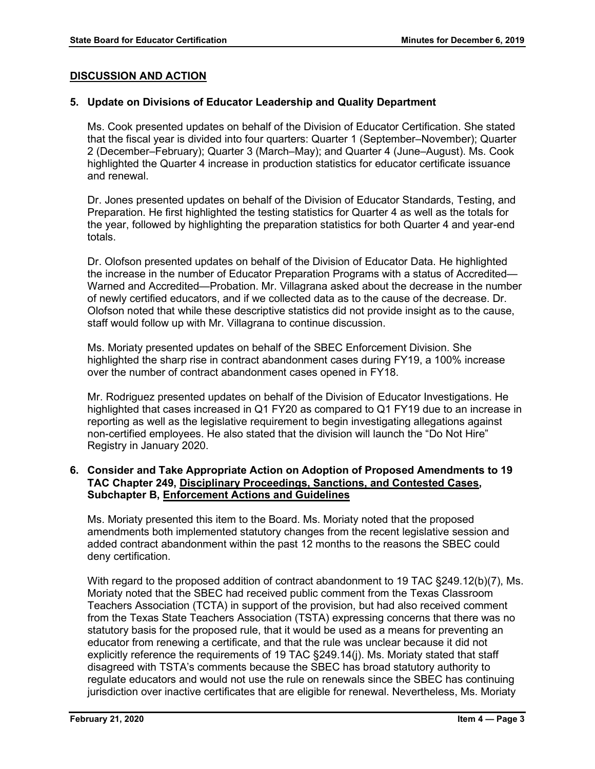## DISCUSSION AND ACTION

### 5. Update on Divisions of Educator Leadership and Quality Department

Ms. Cook presented updates on behalf of the Division of Educator Certification. She stated that the fiscal year is divided into four quarters: Quarter 1 (September–November); Quarter 2 (December–February); Quarter 3 (March–May); and Quarter 4 (June–August). Ms. Cook highlighted the Quarter 4 increase in production statistics for educator certificate issuance and renewal.

Dr. Jones presented updates on behalf of the Division of Educator Standards, Testing, and Preparation. He first highlighted the testing statistics for Quarter 4 as well as the totals for the year, followed by highlighting the preparation statistics for both Quarter 4 and year-end totals.

Dr. Olofson presented updates on behalf of the Division of Educator Data. He highlighted the increase in the number of Educator Preparation Programs with a status of Accredited—Warned and Accredited—Probation. Mr. Villagrana asked about the decrease in the number of newly certified educators, and if we collected data as to the cause of the decrease. Dr. Olofson noted that while these descriptive statistics did not provide insight as to the cause, staff would follow up with Mr. Villagrana to continue discussion.

Ms. Moriaty presented updates on behalf of the SBEC Enforcement Division. She highlighted the sharp rise in contract abandonment cases during FY19, a 100% increase over the number of contract abandonment cases opened in FY18.

Mr. Rodriguez presented updates on behalf of the Division of Educator Investigations. He highlighted that cases increased in Q1 FY20 as compared to Q1 FY19 due to an increase in reporting as well as the legislative requirement to begin investigating allegations against non-certified employees. He also stated that the division will launch the "Do Not Hire" Registry in January 2020.

### 6. Consider and Take Appropriate Action on Adoption of Proposed Amendments to 19 TAC Chapter 249, Disciplinary Proceedings, Sanctions, and Contested Cases, Subchapter B, Enforcement Actions and Guidelines

Ms. Moriaty presented this item to the Board. Ms. Moriaty noted that the proposed amendments both implemented statutory changes from the recent legislative session and added contract abandonment within the past 12 months to the reasons the SBEC could deny certification.

With regard to the proposed addition of contract abandonment to 19 TAC §249.12(b)(7), Ms. Moriaty noted that the SBEC had received public comment from the Texas Classroom Teachers Association (TCTA) in support of the provision, but had also received comment from the Texas State Teachers Association (TSTA) expressing concerns that there was no statutory basis for the proposed rule, that it would be used as a means for preventing an educator from renewing a certificate, and that the rule was unclear because it did not explicitly reference the requirements of 19 TAC §249.14(j). Ms. Moriaty stated that staff disagreed with TSTA's comments because the SBEC has broad statutory authority to regulate educators and would not use the rule on renewals since the SBEC has continuing jurisdiction over inactive certificates that are eligible for renewal. Nevertheless, Ms. Moriaty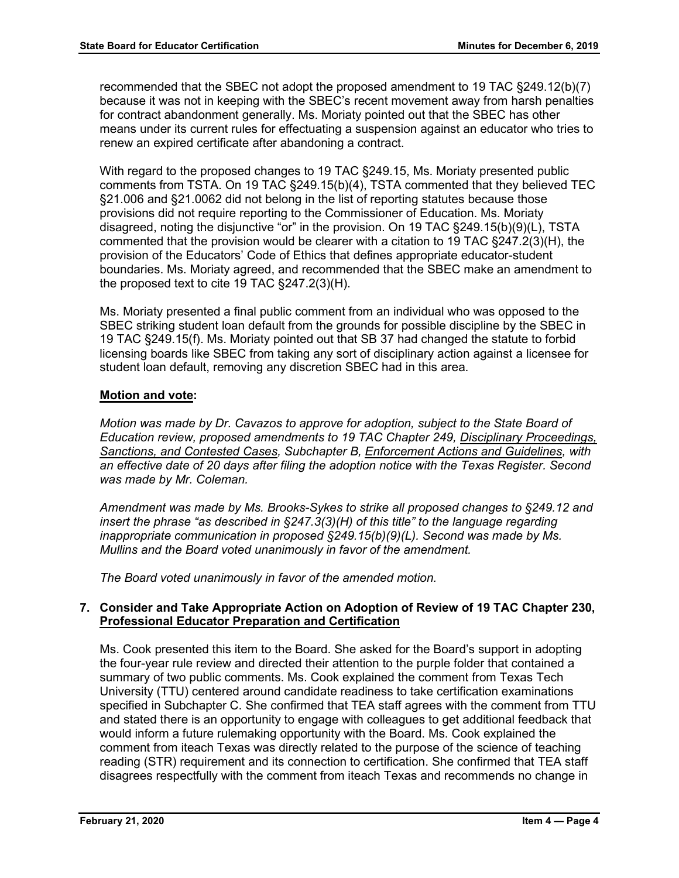recommended that the SBEC not adopt the proposed amendment to 19 TAC §249.12(b)(7) because it was not in keeping with the SBEC's recent movement away from harsh penalties for contract abandonment generally. Ms. Moriaty pointed out that the SBEC has other means under its current rules for effectuating a suspension against an educator who tries to renew an expired certificate after abandoning a contract.

With regard to the proposed changes to 19 TAC §249.15, Ms. Moriaty presented public comments from TSTA. On 19 TAC §249.15(b)(4), TSTA commented that they believed TEC §21.006 and §21.0062 did not belong in the list of reporting statutes because those provisions did not require reporting to the Commissioner of Education. Ms. Moriaty disagreed, noting the disjunctive "or" in the provision. On 19 TAC §249.15(b)(9)(L), TSTA commented that the provision would be clearer with a citation to 19 TAC §247.2(3)(H), the provision of the Educators' Code of Ethics that defines appropriate educator-student boundaries. Ms. Moriaty agreed, and recommended that the SBEC make an amendment to the proposed text to cite 19 TAC §247.2(3)(H).

Ms. Moriaty presented a final public comment from an individual who was opposed to the SBEC striking student loan default from the grounds for possible discipline by the SBEC in 19 TAC §249.15(f). Ms. Moriaty pointed out that SB 37 had changed the statute to forbid licensing boards like SBEC from taking any sort of disciplinary action against a licensee for student loan default, removing any discretion SBEC had in this area.

**Motion and vote:**

*Motion was made by Dr. Cavazos to approve for adoption, subject to the State Board of Education review, proposed amendments to 19 TAC Chapter 249, Disciplinary Proceedings, Sanctions, and Contested Cases, Subchapter B, Enforcement Actions and Guidelines, with an effective date of 20 days after filing the adoption notice with the Texas Register. Second was made by Mr. Coleman.*

*Amendment was made by Ms. Brooks-Sykes to strike all proposed changes to §249.12 and insert the phrase "as described in §247.3(3)(H) of this title" to the language regarding inappropriate communication in proposed §249.15(b)(9)(L). Second was made by Ms. Mullins and the Board voted unanimously in favor of the amendment.*

*The Board voted unanimously in favor of the amended motion.*

**7. Consider and Take Appropriate Action on Adoption of Review of 19 TAC Chapter 230, Professional Educator Preparation and Certification**

Ms. Cook presented this item to the Board. She asked for the Board's support in adopting the four-year rule review and directed their attention to the purple folder that contained a summary of two public comments. Ms. Cook explained the comment from Texas Tech University (TTU) centered around candidate readiness to take certification examinations specified in Subchapter C. She confirmed that TEA staff agrees with the comment from TTU and stated there is an opportunity to engage with colleagues to get additional feedback that would inform a future rulemaking opportunity with the Board. Ms. Cook explained the comment from iteach Texas was directly related to the purpose of the science of teaching reading (STR) requirement and its connection to certification. She confirmed that TEA staff disagrees respectfully with the comment from iteach Texas and recommends no change in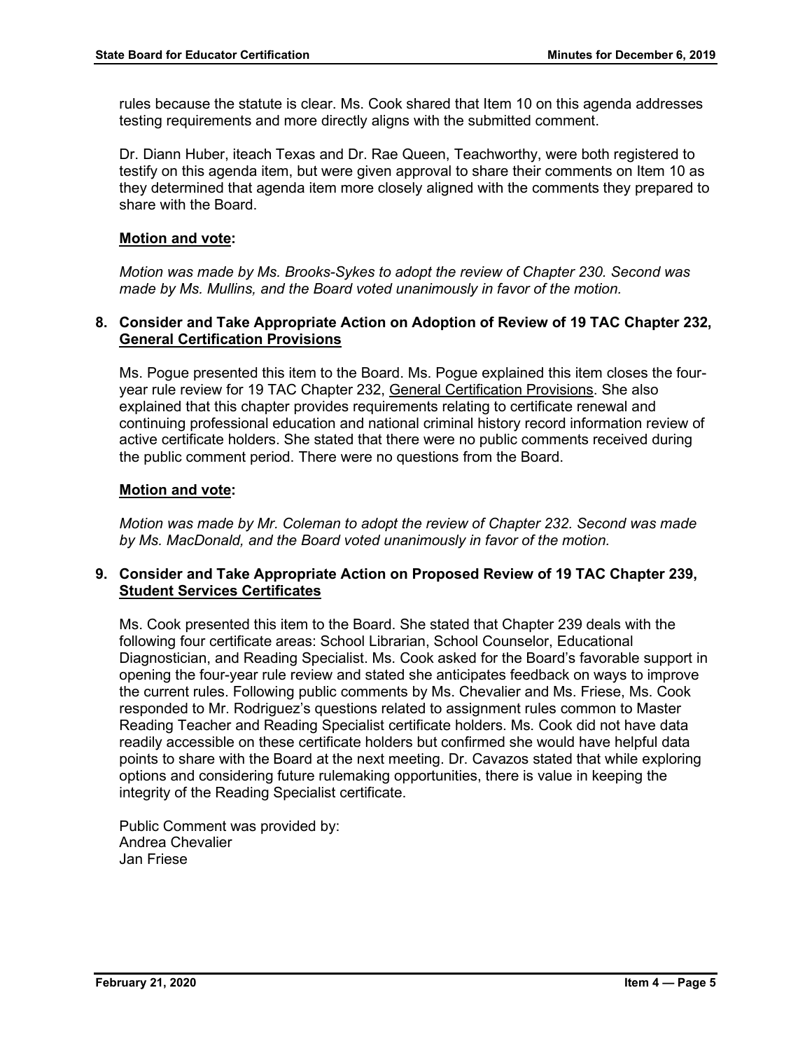rules because the statute is clear. Ms. Cook shared that Item 10 on this agenda addresses testing requirements and more directly aligns with the submitted comment.

Dr. Diann Huber, iteach Texas and Dr. Rae Queen, Teachworthy, were both registered to testify on this agenda item, but were given approval to share their comments on Item 10 as they determined that agenda item more closely aligned with the comments they prepared to share with the Board.

**<u>Motion and vote</u>:**

*Motion was made by Ms. Brooks-Sykes to adopt the review of Chapter 230. Second was made by Ms. Mullins, and the Board voted unanimously in favor of the motion.*

### 8. Consider and Take Appropriate Action on Adoption of Review of 19 TAC Chapter 232, <u>General Certification Provisions</u>

Ms. Pogue presented this item to the Board. Ms. Pogue explained this item closes the four-year rule review for 19 TAC Chapter 232, <u>General Certification Provisions</u>. She also explained that this chapter provides requirements relating to certificate renewal and continuing professional education and national criminal history record information review of active certificate holders. She stated that there were no public comments received during the public comment period. There were no questions from the Board.

**<u>Motion and vote</u>:**

*Motion was made by Mr. Coleman to adopt the review of Chapter 232. Second was made by Ms. MacDonald, and the Board voted unanimously in favor of the motion.*

### 9. Consider and Take Appropriate Action on Proposed Review of 19 TAC Chapter 239, <u>Student Services Certificates</u>

Ms. Cook presented this item to the Board. She stated that Chapter 239 deals with the following four certificate areas: School Librarian, School Counselor, Educational Diagnostician, and Reading Specialist. Ms. Cook asked for the Board's favorable support in opening the four-year rule review and stated she anticipates feedback on ways to improve the current rules. Following public comments by Ms. Chevalier and Ms. Friese, Ms. Cook responded to Mr. Rodriguez's questions related to assignment rules common to Master Reading Teacher and Reading Specialist certificate holders. Ms. Cook did not have data readily accessible on these certificate holders but confirmed she would have helpful data points to share with the Board at the next meeting. Dr. Cavazos stated that while exploring options and considering future rulemaking opportunities, there is value in keeping the integrity of the Reading Specialist certificate.

Public Comment was provided by:
Andrea Chevalier
Jan Friese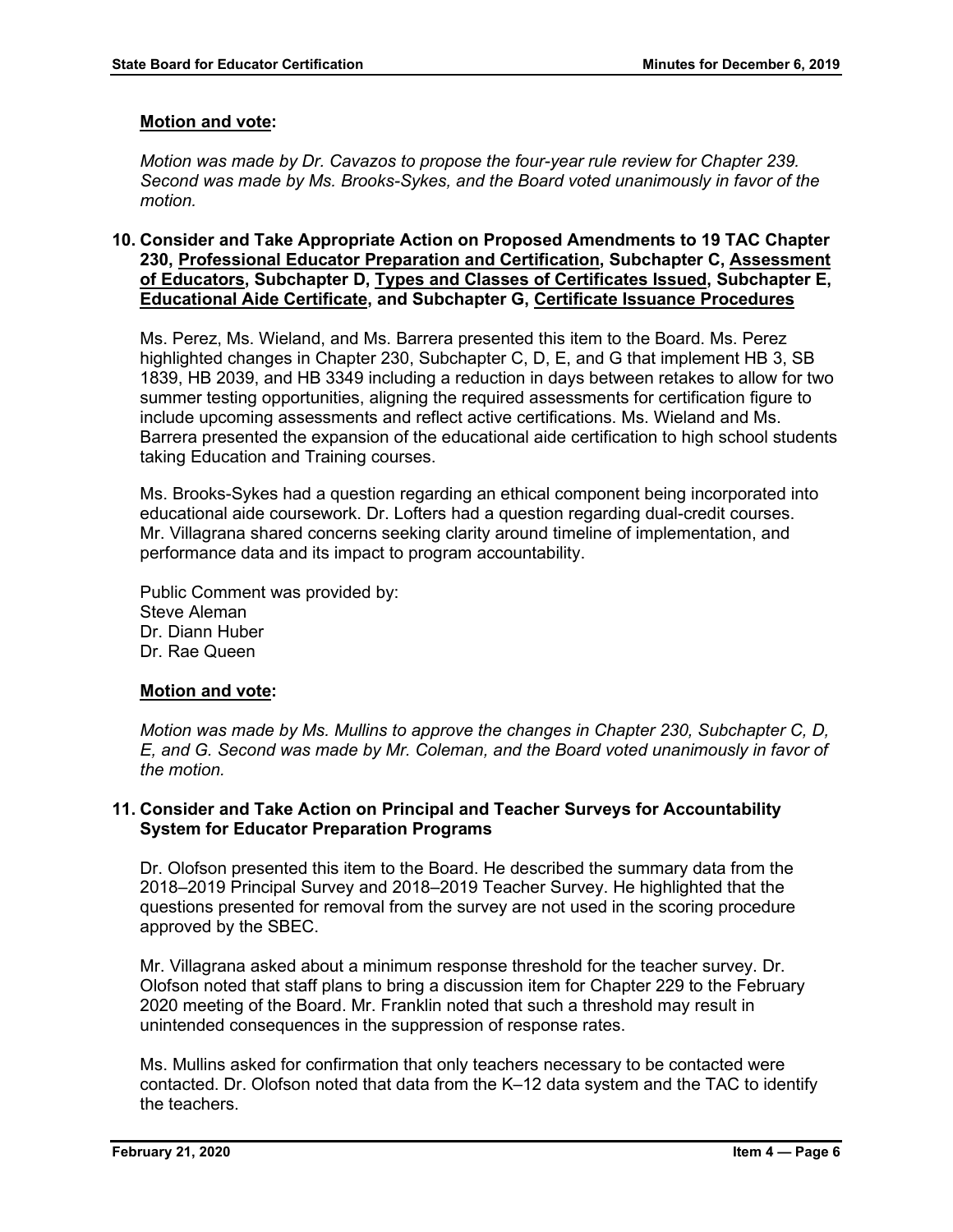**Motion and vote:**

*Motion was made by Dr. Cavazos to propose the four-year rule review for Chapter 239. Second was made by Ms. Brooks-Sykes, and the Board voted unanimously in favor of the motion.*

**10. Consider and Take Appropriate Action on Proposed Amendments to 19 TAC Chapter 230, Professional Educator Preparation and Certification, Subchapter C, Assessment of Educators, Subchapter D, Types and Classes of Certificates Issued, Subchapter E, Educational Aide Certificate, and Subchapter G, Certificate Issuance Procedures**

Ms. Perez, Ms. Wieland, and Ms. Barrera presented this item to the Board. Ms. Perez highlighted changes in Chapter 230, Subchapter C, D, E, and G that implement HB 3, SB 1839, HB 2039, and HB 3349 including a reduction in days between retakes to allow for two summer testing opportunities, aligning the required assessments for certification figure to include upcoming assessments and reflect active certifications. Ms. Wieland and Ms. Barrera presented the expansion of the educational aide certification to high school students taking Education and Training courses.

Ms. Brooks-Sykes had a question regarding an ethical component being incorporated into educational aide coursework. Dr. Lofters had a question regarding dual-credit courses. Mr. Villagrana shared concerns seeking clarity around timeline of implementation, and performance data and its impact to program accountability.

Public Comment was provided by:
Steve Aleman
Dr. Diann Huber
Dr. Rae Queen

**Motion and vote:**

*Motion was made by Ms. Mullins to approve the changes in Chapter 230, Subchapter C, D, E, and G. Second was made by Mr. Coleman, and the Board voted unanimously in favor of the motion.*

**11. Consider and Take Action on Principal and Teacher Surveys for Accountability System for Educator Preparation Programs**

Dr. Olofson presented this item to the Board. He described the summary data from the 2018–2019 Principal Survey and 2018–2019 Teacher Survey. He highlighted that the questions presented for removal from the survey are not used in the scoring procedure approved by the SBEC.

Mr. Villagrana asked about a minimum response threshold for the teacher survey. Dr. Olofson noted that staff plans to bring a discussion item for Chapter 229 to the February 2020 meeting of the Board. Mr. Franklin noted that such a threshold may result in unintended consequences in the suppression of response rates.

Ms. Mullins asked for confirmation that only teachers necessary to be contacted were contacted. Dr. Olofson noted that data from the K–12 data system and the TAC to identify the teachers.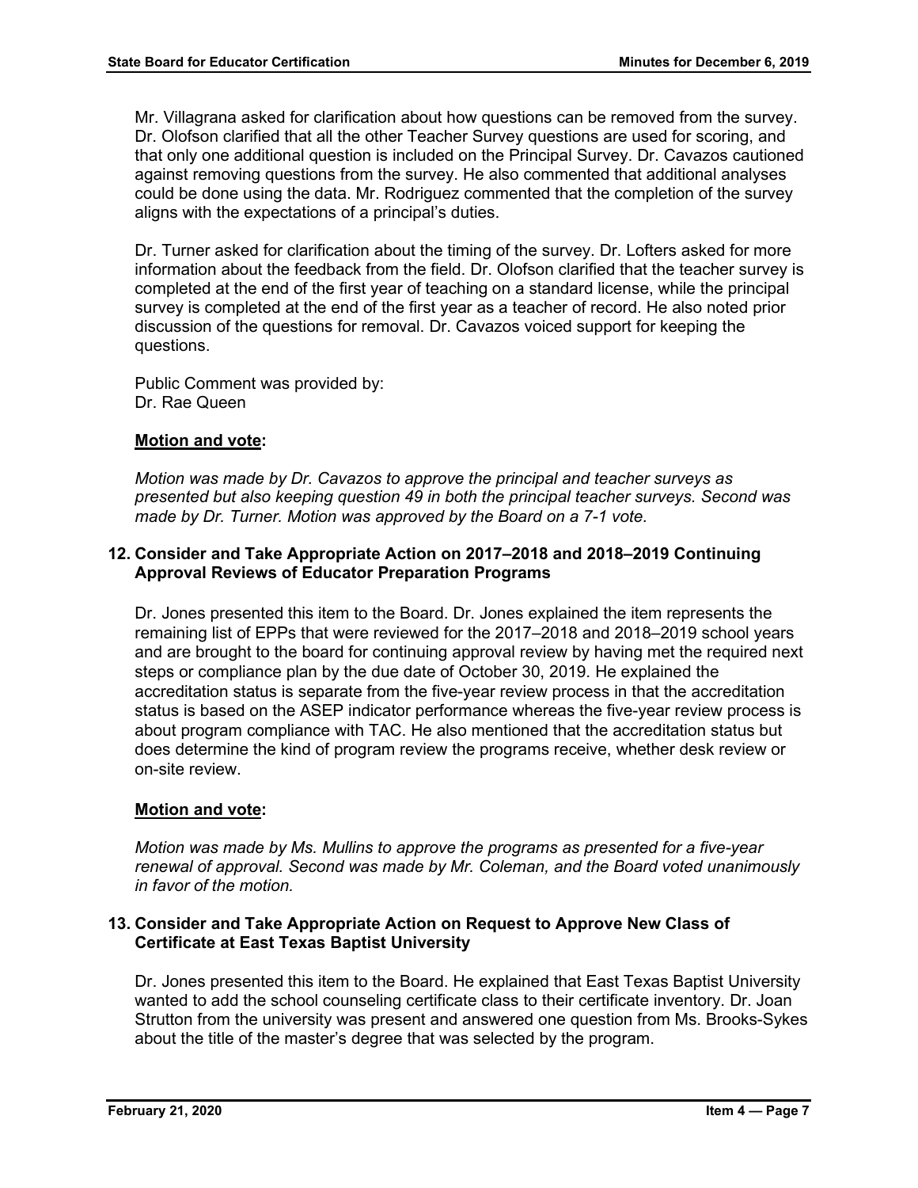Mr. Villagrana asked for clarification about how questions can be removed from the survey. Dr. Olofson clarified that all the other Teacher Survey questions are used for scoring, and that only one additional question is included on the Principal Survey. Dr. Cavazos cautioned against removing questions from the survey. He also commented that additional analyses could be done using the data. Mr. Rodriguez commented that the completion of the survey aligns with the expectations of a principal's duties.

Dr. Turner asked for clarification about the timing of the survey. Dr. Lofters asked for more information about the feedback from the field. Dr. Olofson clarified that the teacher survey is completed at the end of the first year of teaching on a standard license, while the principal survey is completed at the end of the first year as a teacher of record. He also noted prior discussion of the questions for removal. Dr. Cavazos voiced support for keeping the questions.

Public Comment was provided by:
Dr. Rae Queen

**Motion and vote:**

*Motion was made by Dr. Cavazos to approve the principal and teacher surveys as presented but also keeping question 49 in both the principal teacher surveys. Second was made by Dr. Turner. Motion was approved by the Board on a 7-1 vote.*

### 12. Consider and Take Appropriate Action on 2017–2018 and 2018–2019 Continuing Approval Reviews of Educator Preparation Programs

Dr. Jones presented this item to the Board. Dr. Jones explained the item represents the remaining list of EPPs that were reviewed for the 2017–2018 and 2018–2019 school years and are brought to the board for continuing approval review by having met the required next steps or compliance plan by the due date of October 30, 2019. He explained the accreditation status is separate from the five-year review process in that the accreditation status is based on the ASEP indicator performance whereas the five-year review process is about program compliance with TAC. He also mentioned that the accreditation status but does determine the kind of program review the programs receive, whether desk review or on-site review.

**Motion and vote:**

*Motion was made by Ms. Mullins to approve the programs as presented for a five-year renewal of approval. Second was by Mr. Coleman, and the Board voted unanimously in favor of the motion.*

### 13. Consider and Take Appropriate Action on Request to Approve New Class of Certificate at East Texas Baptist University

Dr. Jones presented this item to the Board. He explained that East Texas Baptist University wanted to add the school counseling certificate class to their certificate inventory. Dr. Joan Strutton from the university was present and answered one question from Ms. Brooks-Sykes about the title of the master's degree that was selected by the program.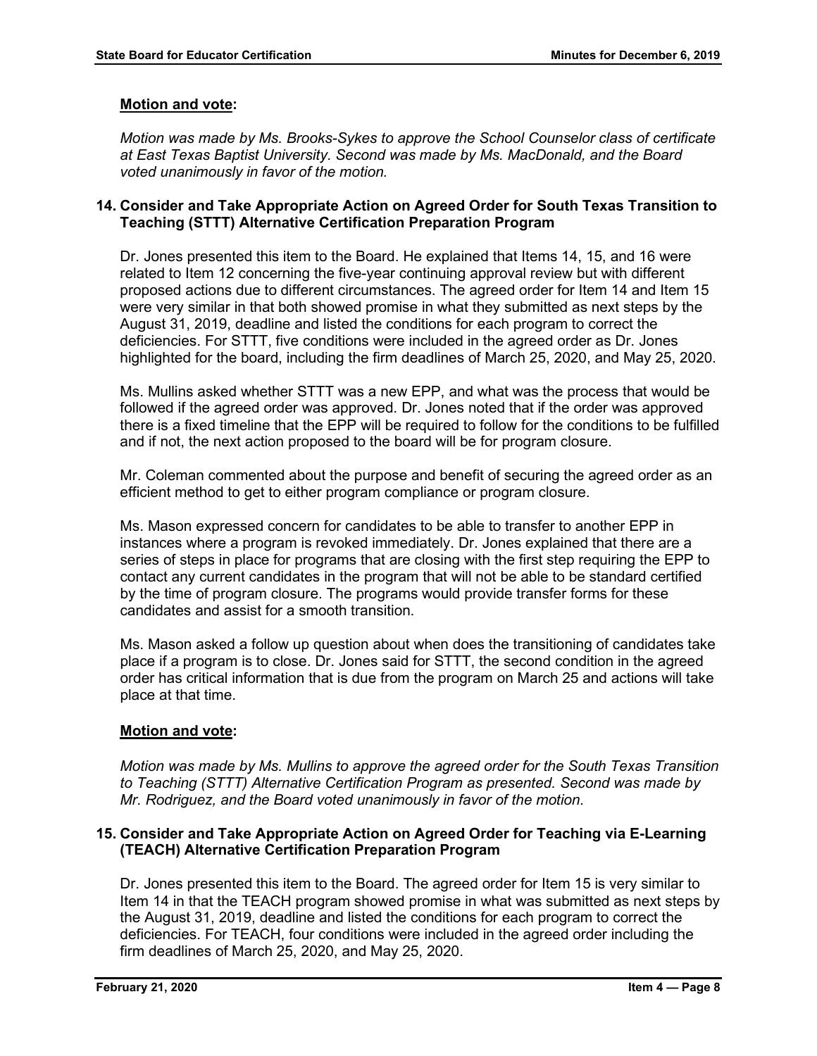**Motion and vote:**

*Motion was made by Ms. Brooks-Sykes to approve the School Counselor class of certificate at East Texas Baptist University. Second was made by Ms. MacDonald, and the Board voted unanimously in favor of the motion.*

### 14. Consider and Take Appropriate Action on Agreed Order for South Texas Transition to Teaching (STTT) Alternative Certification Preparation Program

Dr. Jones presented this item to the Board. He explained that Items 14, 15, and 16 were related to Item 12 concerning the five-year continuing approval review but with different proposed actions due to different circumstances. The agreed order for Item 14 and Item 15 were very similar in that both showed promise in what they submitted as next steps by the August 31, 2019, deadline and listed the conditions for each program to correct the deficiencies. For STTT, five conditions were included in the agreed order as Dr. Jones highlighted for the board, including the firm deadlines of March 25, 2020, and May 25, 2020.

Ms. Mullins asked whether STTT was a new EPP, and what was the process that would be followed if the agreed order was approved. Dr. Jones noted that if the order was approved there is a fixed timeline that the EPP will be required to follow for the conditions to be fulfilled and if not, the next action proposed to the board will be for program closure.

Mr. Coleman commented about the purpose and benefit of securing the agreed order as an efficient method to get to either program compliance or program closure.

Ms. Mason expressed concern for candidates to be able to transfer to another EPP in instances where a program is revoked immediately. Dr. Jones explained that there are a series of steps in place for programs that are closing with the first step requiring the EPP to contact any current candidates in the program that will not be able to be standard certified by the time of program closure. The programs would provide transfer forms for these candidates and assist for a smooth transition.

Ms. Mason asked a follow up question about when does the transitioning of candidates take place if a program is to close. Dr. Jones said for STTT, the second condition in the agreed order has critical information that is due from the program on March 25 and actions will take place at that time.

**Motion and vote:**

*Motion was made by Ms. Mullins to approve the agreed order for the South Texas Transition to Teaching (STTT) Alternative Certification Program as presented. Second was made by Mr. Rodriguez, and the Board voted unanimously in favor of the motion.*

### 15. Consider and Take Appropriate Action on Agreed Order for Teaching via E-Learning (TEACH) Alternative Certification Preparation Program

Dr. Jones presented this item to the Board. The agreed order for Item 15 is very similar to Item 14 in that the TEACH program showed promise in what was submitted as next steps by the August 31, 2019, deadline and listed the conditions for each program to correct the deficiencies. For TEACH, four conditions were included in the agreed order including the firm deadlines of March 25, 2020, and May 25, 2020.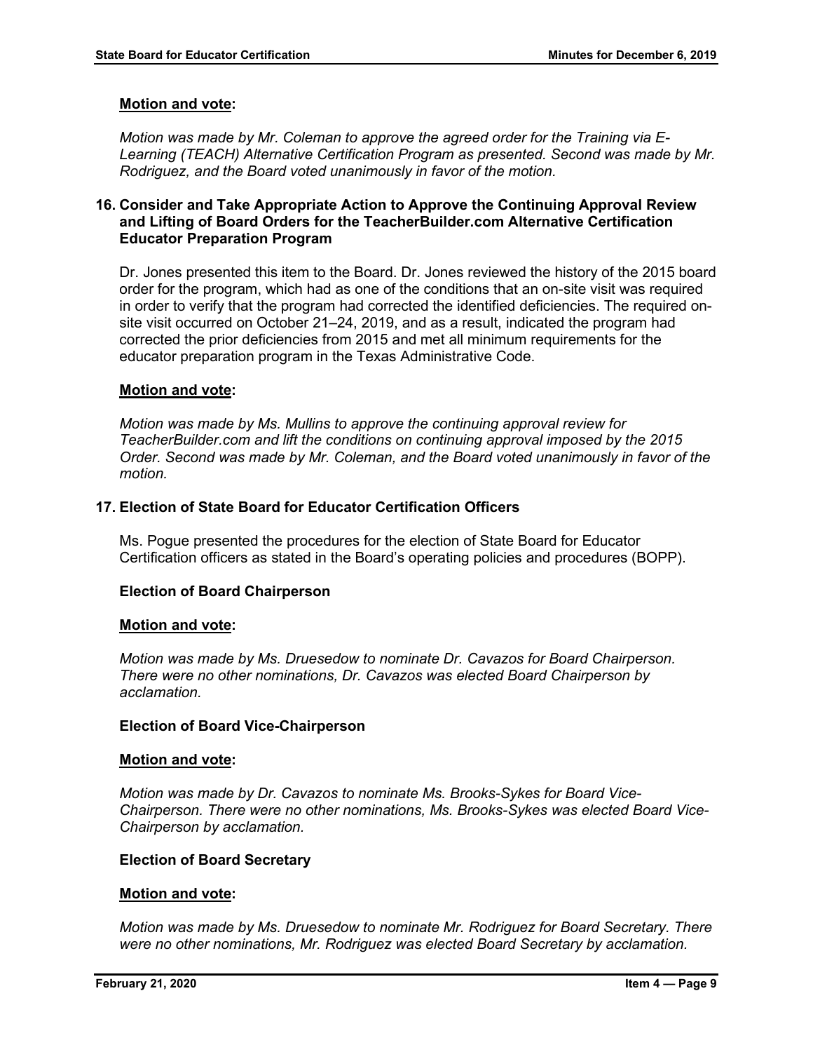**Motion and vote:**

*Motion was made by Mr. Coleman to approve the agreed order for the Training via E-Learning (TEACH) Alternative Certification Program as presented. Second was made by Mr. Rodriguez, and the Board voted unanimously in favor of the motion.*

### 16. Consider and Take Appropriate Action to Approve the Continuing Approval Review and Lifting of Board Orders for the TeacherBuilder.com Alternative Certification Educator Preparation Program

Dr. Jones presented this item to the Board. Dr. Jones reviewed the history of the 2015 board order for the program, which had as one of the conditions that an on-site visit was required in order to verify that the program had corrected the identified deficiencies. The required on-site visit occurred on October 21–24, 2019, and as a result, indicated the program had corrected the prior deficiencies from 2015 and met all minimum requirements for the educator preparation program in the Texas Administrative Code.

**Motion and vote:**

*Motion was made by Ms. Mullins to approve the continuing approval review for TeacherBuilder.com and lift the conditions on continuing approval imposed by the 2015 Order. Second was made by Mr. Coleman, and the Board voted unanimously in favor of the motion.*

### 17. Election of State Board for Educator Certification Officers

Ms. Pogue presented the procedures for the election of State Board for Educator Certification officers as stated in the Board's operating policies and procedures (BOPP).

**Election of Board Chairperson**

**Motion and vote:**

*Motion was made by Ms. Druesedow to nominate Dr. Cavazos for Board Chairperson. There were no other nominations, Dr. Cavazos was elected Board Chairperson by acclamation.*

**Election of Board Vice-Chairperson**

**Motion and vote:**

*Motion was made by Dr. Cavazos to nominate Ms. Brooks-Sykes for Board Vice-Chairperson. There were no other nominations, Ms. Brooks-Sykes was elected Board Vice-Chairperson by acclamation.*

**Election of Board Secretary**

**Motion and vote:**

*Motion was made by Ms. Druesedow to nominate Mr. Rodriguez for Board Secretary. There were no other nominations, Mr. Rodriguez was elected Board Secretary by acclamation.*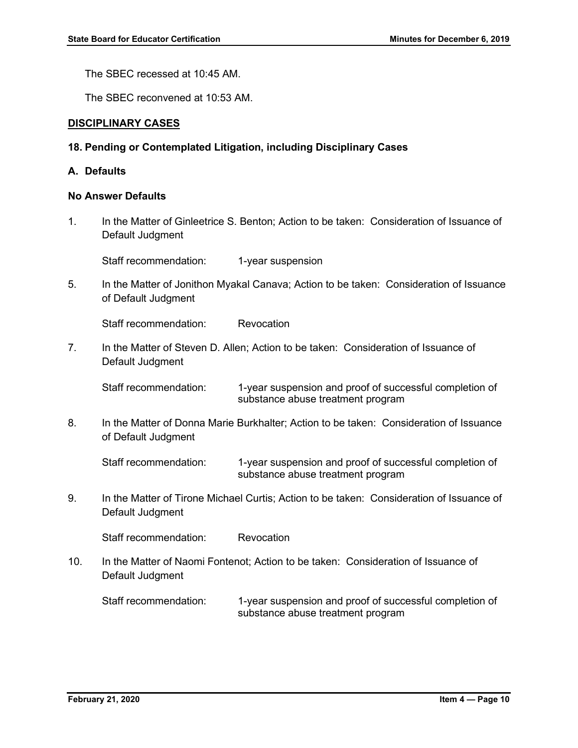The SBEC recessed at 10:45 AM.

The SBEC reconvened at 10:53 AM.

## DISCIPLINARY CASES

### 18. Pending or Contemplated Litigation, including Disciplinary Cases

### A. Defaults

**No Answer Defaults**

1. In the Matter of Ginleetrice S. Benton; Action to be taken: Consideration of Issuance of Default Judgment

   Staff recommendation: 1-year suspension

5. In the Matter of Jonithon Myakal Canava; Action to be taken: Consideration of Issuance of Default Judgment

   Staff recommendation: Revocation

7. In the Matter of Steven D. Allen; Action to be taken: Consideration of Issuance of Default Judgment

   Staff recommendation: 1-year suspension and proof of successful completion of substance abuse treatment program

8. In the Matter of Donna Marie Burkhalter; Action to be taken: Consideration of Issuance of Default Judgment

   Staff recommendation: 1-year suspension and proof of successful completion of substance abuse treatment program

9. In the Matter of Tirone Michael Curtis; Action to be taken: Consideration of Issuance of Default Judgment

   Staff recommendation: Revocation

10. In the Matter of Naomi Fontenot; Action to be taken: Consideration of Issuance of Default Judgment

    Staff recommendation: 1-year suspension and proof of successful completion of substance abuse treatment program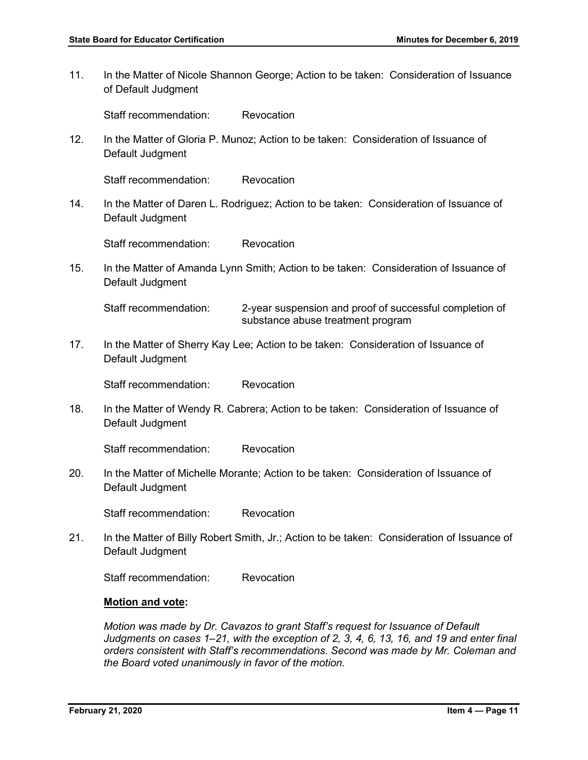11. In the Matter of Nicole Shannon George; Action to be taken: Consideration of Issuance of Default Judgment

    Staff recommendation: Revocation

12. In the Matter of Gloria P. Munoz; Action to be taken: Consideration of Issuance of Default Judgment

    Staff recommendation: Revocation

14. In the Matter of Daren L. Rodriguez; Action to be taken: Consideration of Issuance of Default Judgment

    Staff recommendation: Revocation

15. In the Matter of Amanda Lynn Smith; Action to be taken: Consideration of Issuance of Default Judgment

    Staff recommendation: 2-year suspension and proof of successful completion of substance abuse treatment program

17. In the Matter of Sherry Kay Lee; Action to be taken: Consideration of Issuance of Default Judgment

    Staff recommendation: Revocation

18. In the Matter of Wendy R. Cabrera; Action to be taken: Consideration of Issuance of Default Judgment

    Staff recommendation: Revocation

20. In the Matter of Michelle Morante; Action to be taken: Consideration of Issuance of Default Judgment

    Staff recommendation: Revocation

21. In the Matter of Billy Robert Smith, Jr.; Action to be taken: Consideration of Issuance of Default Judgment

    Staff recommendation: Revocation

**Motion and vote:**

*Motion was made by Dr. Cavazos to grant Staff's request for Issuance of Default Judgments on cases 1–21, with the exception of 2, 3, 4, 6, 13, 16, and 19 and enter final orders consistent with Staff's recommendations. Second was made by Mr. Coleman and the Board voted unanimously in favor of the motion.*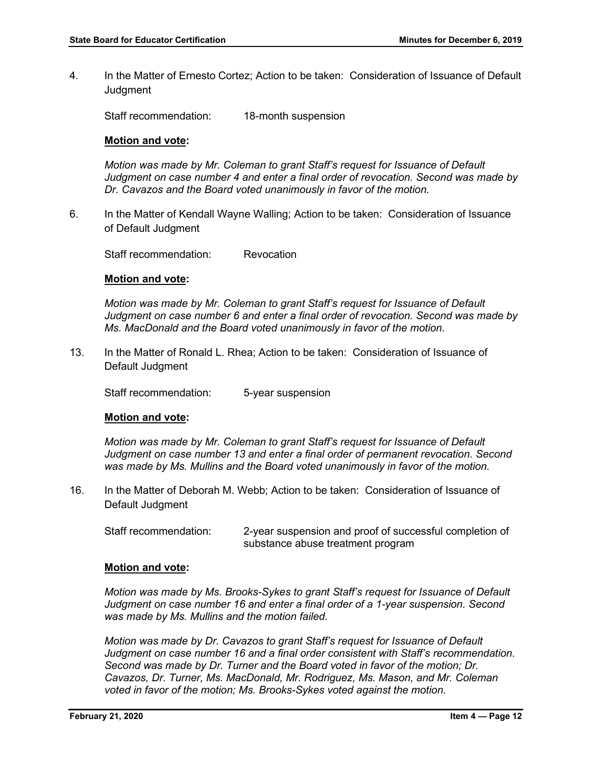4. In the Matter of Ernesto Cortez; Action to be taken: Consideration of Issuance of Default Judgment

   Staff recommendation: 18-month suspension

   **Motion and vote:**

   *Motion was made by Mr. Coleman to grant Staff's request for Issuance of Default Judgment on case number 4 and enter a final order of revocation. Second was made by Dr. Cavazos and the Board voted unanimously in favor of the motion.*

6. In the Matter of Kendall Wayne Walling; Action to be taken: Consideration of Issuance of Default Judgment

   Staff recommendation: Revocation

   **Motion and vote:**

   *Motion was made by Mr. Coleman to grant Staff's request for Issuance of Default Judgment on case number 6 and enter a final order of revocation. Second was made by Ms. MacDonald and the Board voted unanimously in favor of the motion.*

13. In the Matter of Ronald L. Rhea; Action to be taken: Consideration of Issuance of Default Judgment

    Staff recommendation: 5-year suspension

    **Motion and vote:**

    *Motion was made by Mr. Coleman to grant Staff's request for Issuance of Default Judgment on case number 13 and enter a final order of permanent revocation. Second was made by Ms. Mullins and the Board voted unanimously in favor of the motion.*

16. In the Matter of Deborah M. Webb; Action to be taken: Consideration of Issuance of Default Judgment

    Staff recommendation: 2-year suspension and proof of successful completion of substance abuse treatment program

    **Motion and vote:**

    *Motion was made by Ms. Brooks-Sykes to grant Staff's request for Issuance of Default Judgment on case number 16 and enter a final order of a 1-year suspension. Second was made by Ms. Mullins and the motion failed.*

    *Motion was made by Dr. Cavazos to grant Staff's request for Issuance of Default Judgment on case number 16 and a final order consistent with Staff's recommendation. Second was made by Dr. Turner and the Board voted in favor of the motion; Dr. Cavazos, Dr. Turner, Ms. MacDonald, Mr. Rodriguez, Ms. Mason, and Mr. Coleman voted in favor of the motion; Ms. Brooks-Sykes voted against the motion.*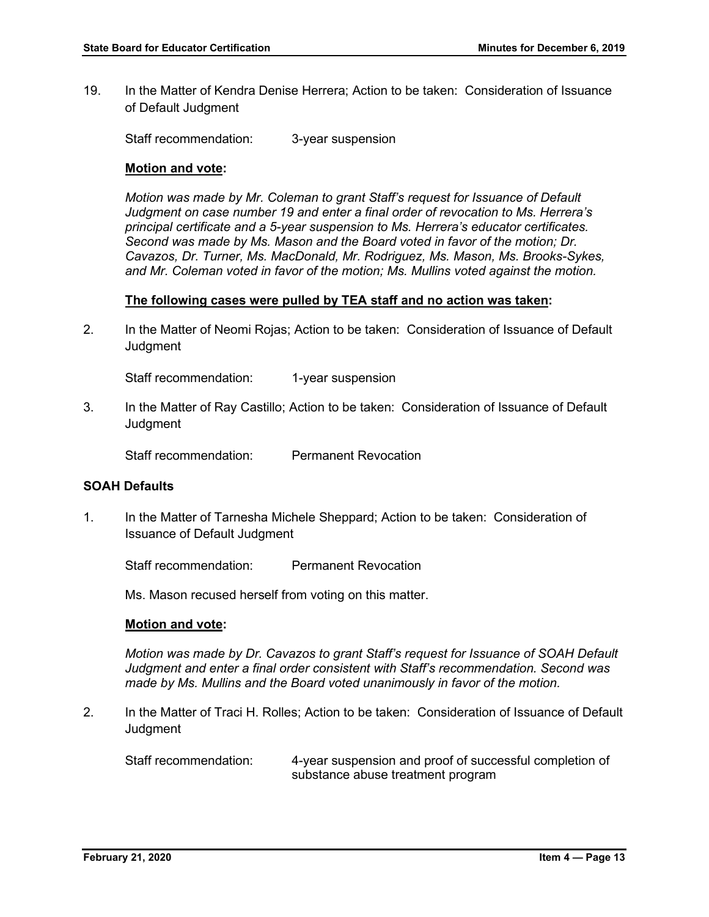19. In the Matter of Kendra Denise Herrera; Action to be taken: Consideration of Issuance of Default Judgment

    Staff recommendation: 3-year suspension

    **Motion and vote:**

    *Motion was made by Mr. Coleman to grant Staff's request for Issuance of Default Judgment on case number 19 and enter a final order of revocation to Ms. Herrera's principal certificate and a 5-year suspension to Ms. Herrera's educator certificates. Second was made by Ms. Mason and the Board voted in favor of the motion; Dr. Cavazos, Dr. Turner, Ms. MacDonald, Mr. Rodriguez, Ms. Mason, Ms. Brooks-Sykes, and Mr. Coleman voted in favor of the motion; Ms. Mullins voted against the motion.*

    **The following cases were pulled by TEA staff and no action was taken:**

2. In the Matter of Neomi Rojas; Action to be taken: Consideration of Issuance of Default Judgment

    Staff recommendation: 1-year suspension

3. In the Matter of Ray Castillo; Action to be taken: Consideration of Issuance of Default Judgment

    Staff recommendation: Permanent Revocation

**SOAH Defaults**

1. In the Matter of Tarnesha Michele Sheppard; Action to be taken: Consideration of Issuance of Default Judgment

    Staff recommendation: Permanent Revocation

    Ms. Mason recused herself from voting on this matter.

    **Motion and vote:**

    *Motion was made by Dr. Cavazos to grant Staff's request for Issuance of SOAH Default Judgment and enter a final order consistent with Staff's recommendation. Second was made by Ms. Mullins and the Board voted unanimously in favor of the motion.*

2. In the Matter of Traci H. Rolles; Action to be taken: Consideration of Issuance of Default Judgment

    Staff recommendation: 4-year suspension and proof of successful completion of substance abuse treatment program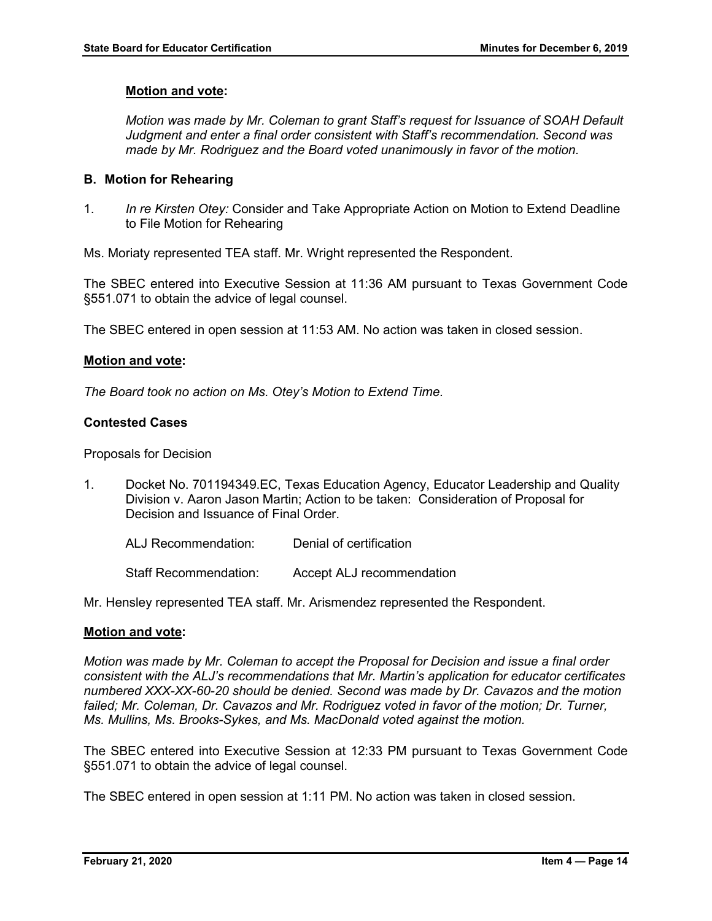**Motion and vote:**

*Motion was made by Mr. Coleman to grant Staff's request for Issuance of SOAH Default Judgment and enter a final order consistent with Staff's recommendation. Second was made by Mr. Rodriguez and the Board voted unanimously in favor of the motion.*

**B. Motion for Rehearing**

1. *In re Kirsten Otey:* Consider and Take Appropriate Action on Motion to Extend Deadline to File Motion for Rehearing

Ms. Moriaty represented TEA staff. Mr. Wright represented the Respondent.

The SBEC entered into Executive Session at 11:36 AM pursuant to Texas Government Code §551.071 to obtain the advice of legal counsel.

The SBEC entered in open session at 11:53 AM. No action was taken in closed session.

**Motion and vote:**

*The Board took no action on Ms. Otey's Motion to Extend Time.*

**Contested Cases**

Proposals for Decision

1. Docket No. 701194349.EC, Texas Education Agency, Educator Leadership and Quality Division v. Aaron Jason Martin; Action to be taken: Consideration of Proposal for Decision and Issuance of Final Order.

   ALJ Recommendation: Denial of certification

   Staff Recommendation: Accept ALJ recommendation

Mr. Hensley represented TEA staff. Mr. Arismendez represented the Respondent.

**Motion and vote:**

*Motion was made by Mr. Coleman to accept the Proposal for Decision and issue a final order consistent with the ALJ's recommendations that Mr. Martin's application for educator certificates numbered XXX-XX-60-20 should be denied. Second was made by Dr. Cavazos and the motion failed; Mr. Coleman, Dr. Cavazos and Mr. Rodriguez voted in favor of the motion; Dr. Turner, Ms. Mullins, Ms. Brooks-Sykes, and Ms. MacDonald voted against the motion.*

The SBEC entered into Executive Session at 12:33 PM pursuant to Texas Government Code §551.071 to obtain the advice of legal counsel.

The SBEC entered in open session at 1:11 PM. No action was taken in closed session.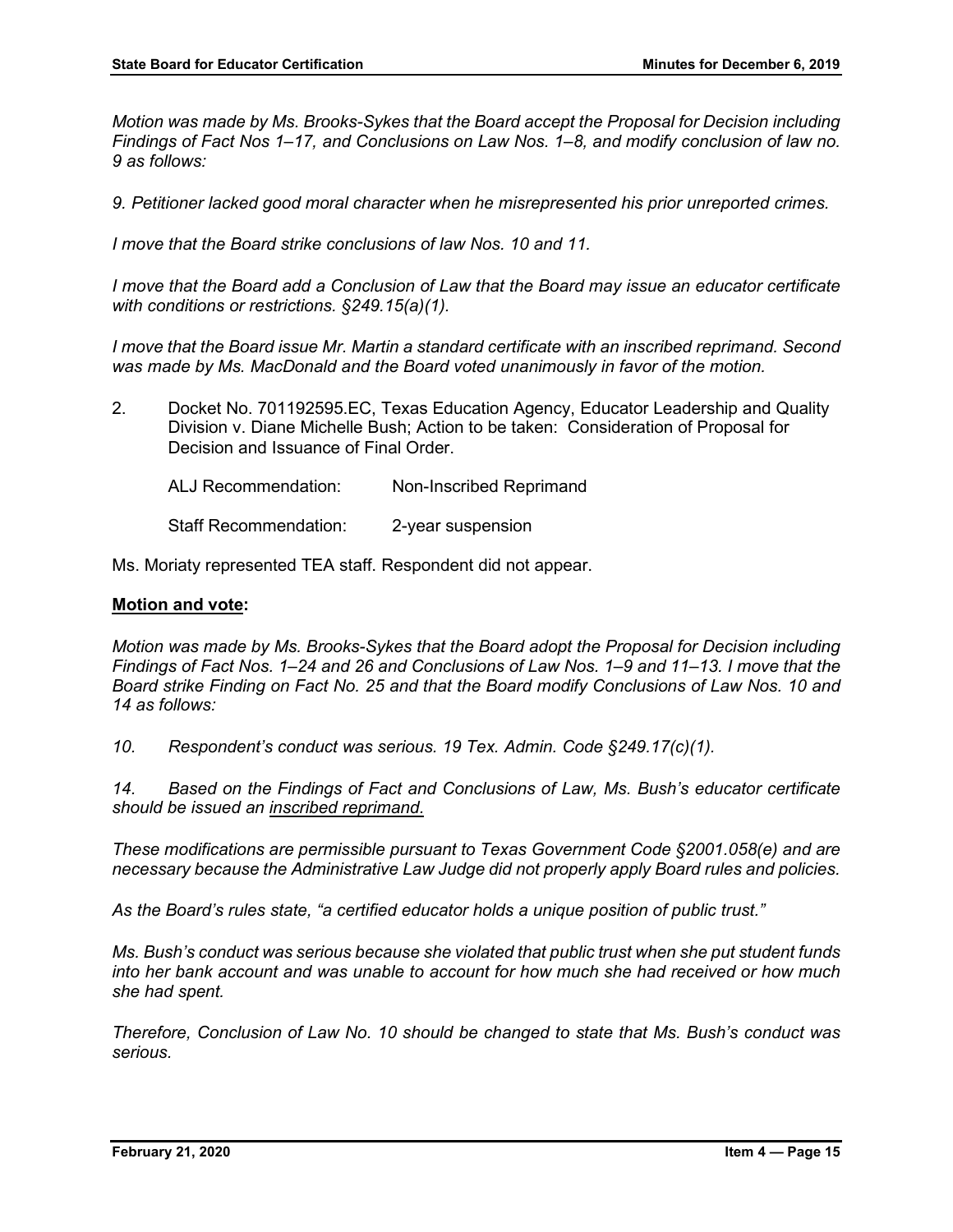*Motion was made by Ms. Brooks-Sykes that the Board accept the Proposal for Decision including Findings of Fact Nos 1–17, and Conclusions on Law Nos. 1–8, and modify conclusion of law no. 9 as follows:*

*9. Petitioner lacked good moral character when he misrepresented his prior unreported crimes.*

*I move that the Board strike conclusions of law Nos. 10 and 11.*

*I move that the Board add a Conclusion of Law that the Board may issue an educator certificate with conditions or restrictions. §249.15(a)(1).*

*I move that the Board issue Mr. Martin a standard certificate with an inscribed reprimand. Second was made by Ms. MacDonald and the Board voted unanimously in favor of the motion.*

2. Docket No. 701192595.EC, Texas Education Agency, Educator Leadership and Quality Division v. Diane Michelle Bush; Action to be taken: Consideration of Proposal for Decision and Issuance of Final Order.

   ALJ Recommendation: Non-Inscribed Reprimand

   Staff Recommendation: 2-year suspension

Ms. Moriaty represented TEA staff. Respondent did not appear.

**Motion and vote:**

*Motion was made by Ms. Brooks-Sykes that the Board adopt the Proposal for Decision including Findings of Fact Nos. 1–24 and 26 and Conclusions of Law Nos. 1–9 and 11–13. I move that the Board strike Finding on Fact No. 25 and that the Board modify Conclusions of Law Nos. 10 and 14 as follows:*

*10. Respondent's conduct was serious. 19 Tex. Admin. Code §249.17(c)(1).*

*14. Based on the Findings of Fact and Conclusions of Law, Ms. Bush's educator certificate should be issued an <u>inscribed reprimand</u>.*

*These modifications are permissible pursuant to Texas Government Code §2001.058(e) and are necessary because the Administrative Law Judge did not properly apply Board rules and policies.*

*As the Board's rules state, "a certified educator holds a unique position of public trust."*

*Ms. Bush's conduct was serious because she violated that public trust when she put student funds into her bank account and was unable to account for how much she had received or how much she had spent.*

*Therefore, Conclusion of Law No. 10 should be changed to state that Ms. Bush's conduct was serious.*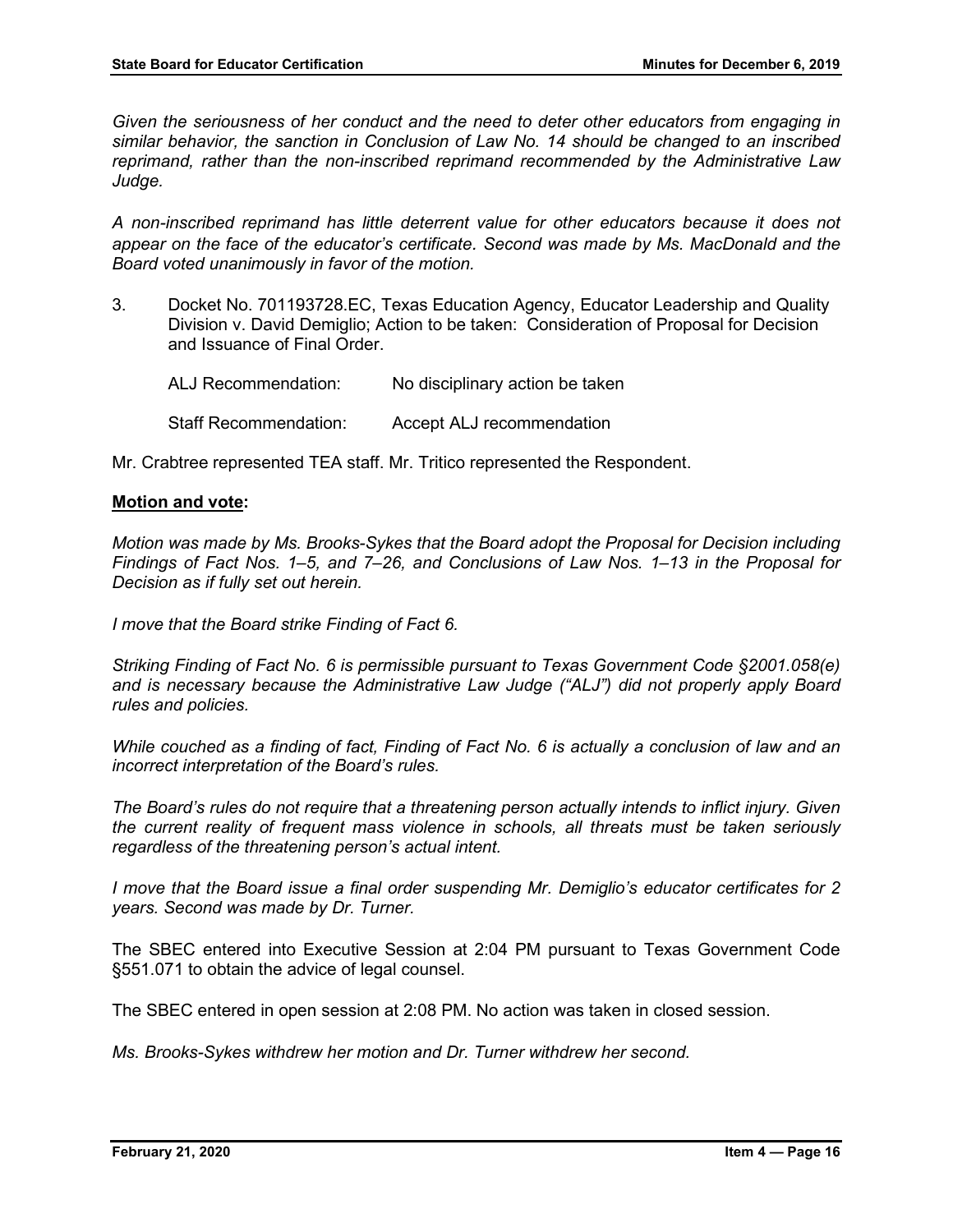*Given the seriousness of her conduct and the need to deter other educators from engaging in similar behavior, the sanction in Conclusion of Law No. 14 should be changed to an inscribed reprimand, rather than the non-inscribed reprimand recommended by the Administrative Law Judge.*

*A non-inscribed reprimand has little deterrent value for other educators because it does not appear on the face of the educator's certificate. Second was made by Ms. MacDonald and the Board voted unanimously in favor of the motion.*

3. Docket No. 701193728.EC, Texas Education Agency, Educator Leadership and Quality Division v. David Demiglio; Action to be taken: Consideration of Proposal for Decision and Issuance of Final Order.

| | |
|---|---|
| ALJ Recommendation: | No disciplinary action be taken |
| Staff Recommendation: | Accept ALJ recommendation |

Mr. Crabtree represented TEA staff. Mr. Tritico represented the Respondent.

**Motion and vote:**

*Motion was made by Ms. Brooks-Sykes that the Board adopt the Proposal for Decision including Findings of Fact Nos. 1–5, and 7–26, and Conclusions of Law Nos. 1–13 in the Proposal for Decision as if fully set out herein.*

*I move that the Board strike Finding of Fact 6.*

*Striking Finding of Fact No. 6 is permissible pursuant to Texas Government Code §2001.058(e) and is necessary because the Administrative Law Judge ("ALJ") did not properly apply Board rules and policies.*

*While couched as a finding of fact, Finding of Fact No. 6 is actually a conclusion of law and an incorrect interpretation of the Board's rules.*

*The Board's rules do not require that a threatening person actually intends to inflict injury. Given the current reality of frequent mass violence in schools, all threats must be taken seriously regardless of the threatening person's actual intent.*

*I move that the Board issue a final order suspending Mr. Demiglio's educator certificates for 2 years. Second was made by Dr. Turner.*

The SBEC entered into Executive Session at 2:04 PM pursuant to Texas Government Code §551.071 to obtain the advice of legal counsel.

The SBEC entered in open session at 2:08 PM. No action was taken in closed session.

*Ms. Brooks-Sykes withdrew her motion and Dr. Turner withdrew her second.*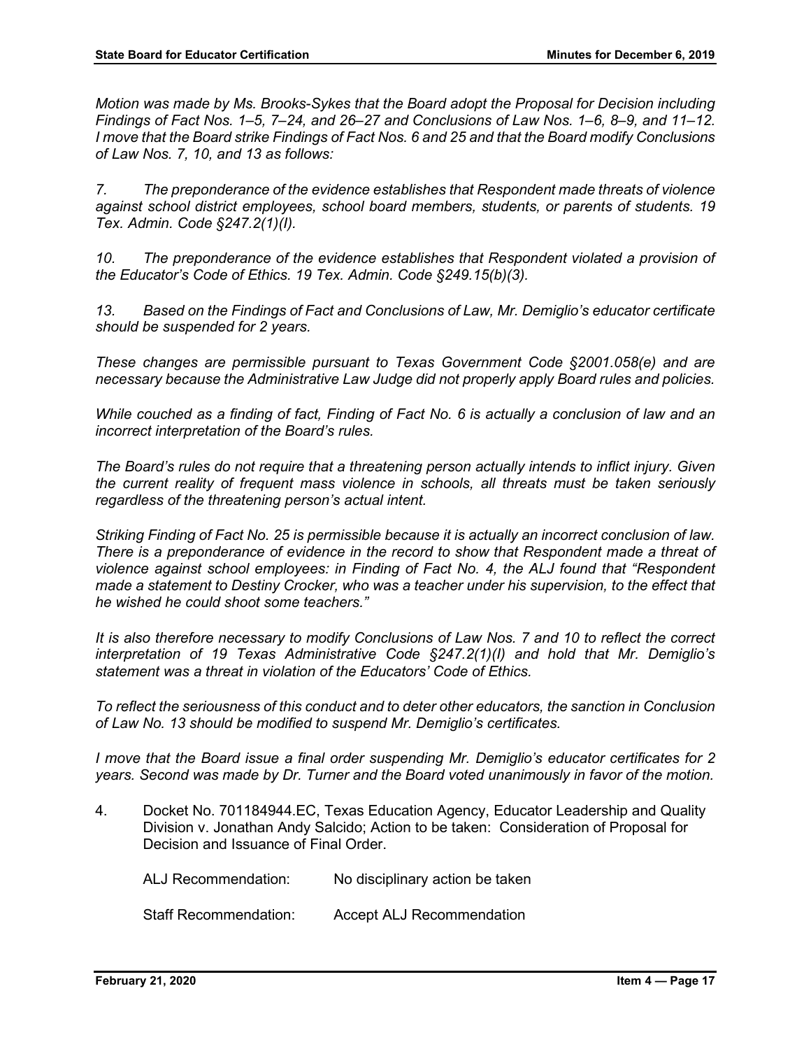*Motion was made by Ms. Brooks-Sykes that the Board adopt the Proposal for Decision including Findings of Fact Nos. 1–5, 7–24, and 26–27 and Conclusions of Law Nos. 1–6, 8–9, and 11–12. I move that the Board strike Findings of Fact Nos. 6 and 25 and that the Board modify Conclusions of Law Nos. 7, 10, and 13 as follows:*

*7. The preponderance of the evidence establishes that Respondent made threats of violence against school district employees, school board members, students, or parents of students. 19 Tex. Admin. Code §247.2(1)(I).*

*10. The preponderance of the evidence establishes that Respondent violated a provision of the Educator's Code of Ethics. 19 Tex. Admin. Code §249.15(b)(3).*

*13. Based on the Findings of Fact and Conclusions of Law, Mr. Demiglio's educator certificate should be suspended for 2 years.*

*These changes are permissible pursuant to Texas Government Code §2001.058(e) and are necessary because the Administrative Law Judge did not properly apply Board rules and policies.*

*While couched as a finding of fact, Finding of Fact No. 6 is actually a conclusion of law and an incorrect interpretation of the Board's rules.*

*The Board's rules do not require that a threatening person actually intends to inflict injury. Given the current reality of frequent mass violence in schools, all threats must be taken seriously regardless of the threatening person's actual intent.*

*Striking Finding of Fact No. 25 is permissible because it is actually an incorrect conclusion of law. There is a preponderance of evidence in the record to show that Respondent made a threat of violence against school employees: in Finding of Fact No. 4, the ALJ found that "Respondent made a statement to Destiny Crocker, who was a teacher under his supervision, to the effect that he wished he could shoot some teachers."*

*It is also therefore necessary to modify Conclusions of Law Nos. 7 and 10 to reflect the correct interpretation of 19 Texas Administrative Code §247.2(1)(I) and hold that Mr. Demiglio's statement was a threat in violation of the Educators' Code of Ethics.*

*To reflect the seriousness of this conduct and to deter other educators, the sanction in Conclusion of Law No. 13 should be modified to suspend Mr. Demiglio's certificates.*

*I move that the Board issue a final order suspending Mr. Demiglio's educator certificates for 2 years. Second was made by Dr. Turner and the Board voted unanimously in favor of the motion.*

4. Docket No. 701184944.EC, Texas Education Agency, Educator Leadership and Quality Division v. Jonathan Andy Salcido; Action to be taken: Consideration of Proposal for Decision and Issuance of Final Order.

   ALJ Recommendation: No disciplinary action be taken

   Staff Recommendation: Accept ALJ Recommendation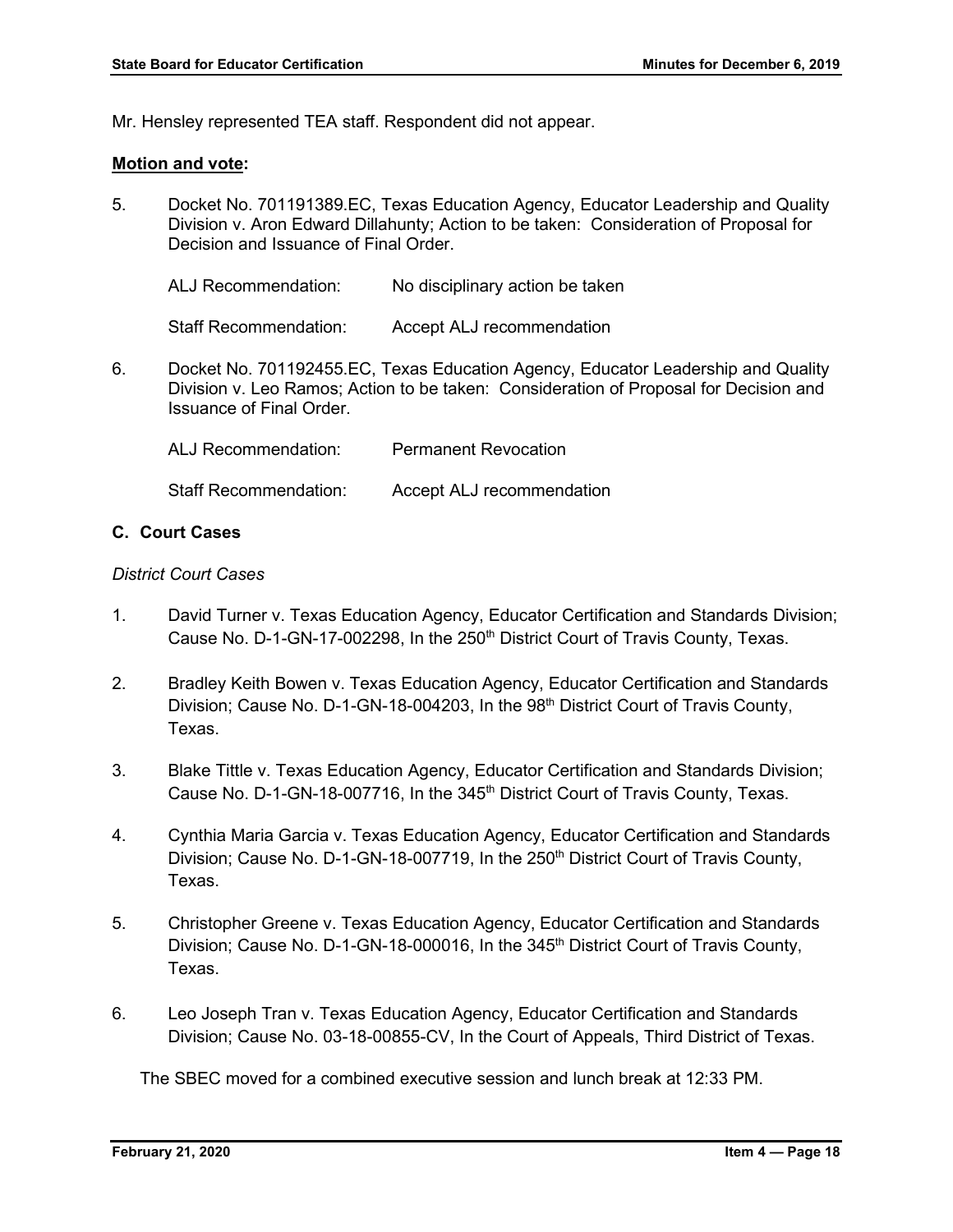Mr. Hensley represented TEA staff. Respondent did not appear.

**Motion and vote:**

5. Docket No. 701191389.EC, Texas Education Agency, Educator Leadership and Quality Division v. Aron Edward Dillahunty; Action to be taken: Consideration of Proposal for Decision and Issuance of Final Order.

   ALJ Recommendation: No disciplinary action be taken

   Staff Recommendation: Accept ALJ recommendation

6. Docket No. 701192455.EC, Texas Education Agency, Educator Leadership and Quality Division v. Leo Ramos; Action to be taken: Consideration of Proposal for Decision and Issuance of Final Order.

   ALJ Recommendation: Permanent Revocation

   Staff Recommendation: Accept ALJ recommendation

### C. Court Cases

*District Court Cases*

1. David Turner v. Texas Education Agency, Educator Certification and Standards Division; Cause No. D-1-GN-17-002298, In the 250th District Court of Travis County, Texas.

2. Bradley Keith Bowen v. Texas Education Agency, Educator Certification and Standards Division; Cause No. D-1-GN-18-004203, In the 98th District Court of Travis County, Texas.

3. Blake Tittle v. Texas Education Agency, Educator Certification and Standards Division; Cause No. D-1-GN-18-007716, In the 345th District Court of Travis County, Texas.

4. Cynthia Maria Garcia v. Texas Education Agency, Educator Certification and Standards Division; Cause No. D-1-GN-18-007719, In the 250th District Court of Travis County, Texas.

5. Christopher Greene v. Texas Education Agency, Educator Certification and Standards Division; Cause No. D-1-GN-18-000016, In the 345th District Court of Travis County, Texas.

6. Leo Joseph Tran v. Texas Education Agency, Educator Certification and Standards Division; Cause No. 03-18-00855-CV, In the Court of Appeals, Third District of Texas.

The SBEC moved for a combined executive session and lunch break at 12:33 PM.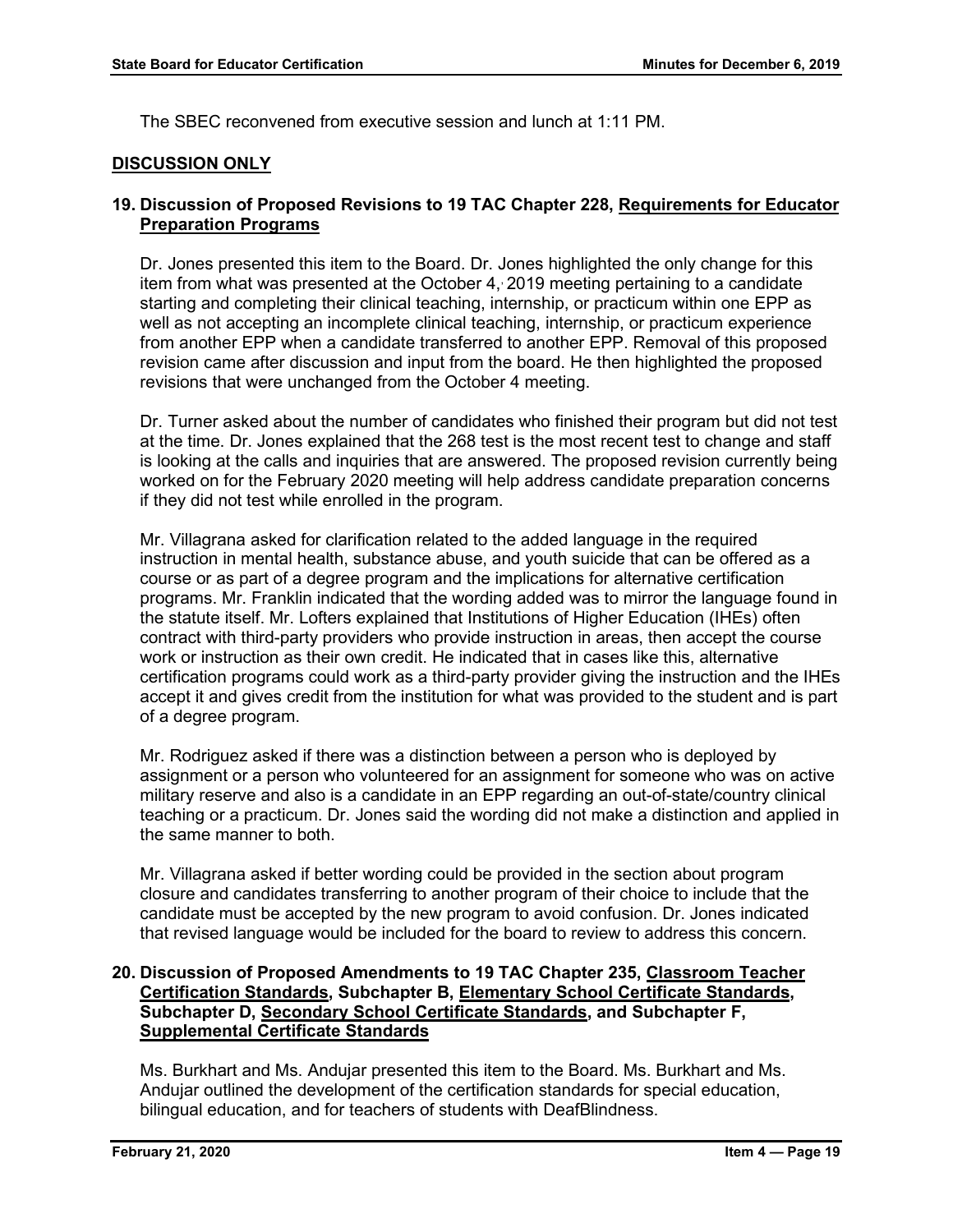The SBEC reconvened from executive session and lunch at 1:11 PM.

## DISCUSSION ONLY

### 19. Discussion of Proposed Revisions to 19 TAC Chapter 228, Requirements for Educator Preparation Programs

Dr. Jones presented this item to the Board. Dr. Jones highlighted the only change for this item from what was presented at the October 4, 2019 meeting pertaining to a candidate starting and completing their clinical teaching, internship, or practicum within one EPP as well as not accepting an incomplete clinical teaching, internship, or practicum experience from another EPP when a candidate transferred to another EPP. Removal of this proposed revision came after discussion and input from the board. He then highlighted the proposed revisions that were unchanged from the October 4 meeting.

Dr. Turner asked about the number of candidates who finished their program but did not test at the time. Dr. Jones explained that the 268 test is the most recent test to change and staff is looking at the calls and inquiries that are answered. The proposed revision currently being worked on for the February 2020 meeting will help address candidate preparation concerns if they did not test while enrolled in the program.

Mr. Villagrana asked for clarification related to the added language in the required instruction in mental health, substance abuse, and youth suicide that can be offered as a course or as part of a degree program and the implications for alternative certification programs. Mr. Franklin indicated that the wording added was to mirror the language found in the statute itself. Mr. Lofters explained that Institutions of Higher Education (IHEs) often contract with third-party providers who provide instruction in areas, then accept the course work or instruction as their own credit. He indicated that in cases like this, alternative certification programs could work as a third-party provider giving the instruction and the IHEs accept it and gives credit from the institution for what was provided to the student and is part of a degree program.

Mr. Rodriguez asked if there was a distinction between a person who is deployed by assignment or a person who volunteered for an assignment for someone who was on active military reserve and also is a candidate in an EPP regarding an out-of-state/country clinical teaching or a practicum. Dr. Jones said the wording did not make a distinction and applied in the same manner to both.

Mr. Villagrana asked if better wording could be provided in the section about program closure and candidates transferring to another program of their choice to include that the candidate must be accepted by the new program to avoid confusion. Dr. Jones indicated that revised language would be included for the board to review to address this concern.

### 20. Discussion of Proposed Amendments to 19 TAC Chapter 235, Classroom Teacher Certification Standards, Subchapter B, Elementary School Certificate Standards, Subchapter D, Secondary School Certificate Standards, and Subchapter F, Supplemental Certificate Standards

Ms. Burkhart and Ms. Andujar presented this item to the Board. Ms. Burkhart and Ms. Andujar outlined the development of the certification standards for special education, bilingual education, and for teachers of students with DeafBlindness.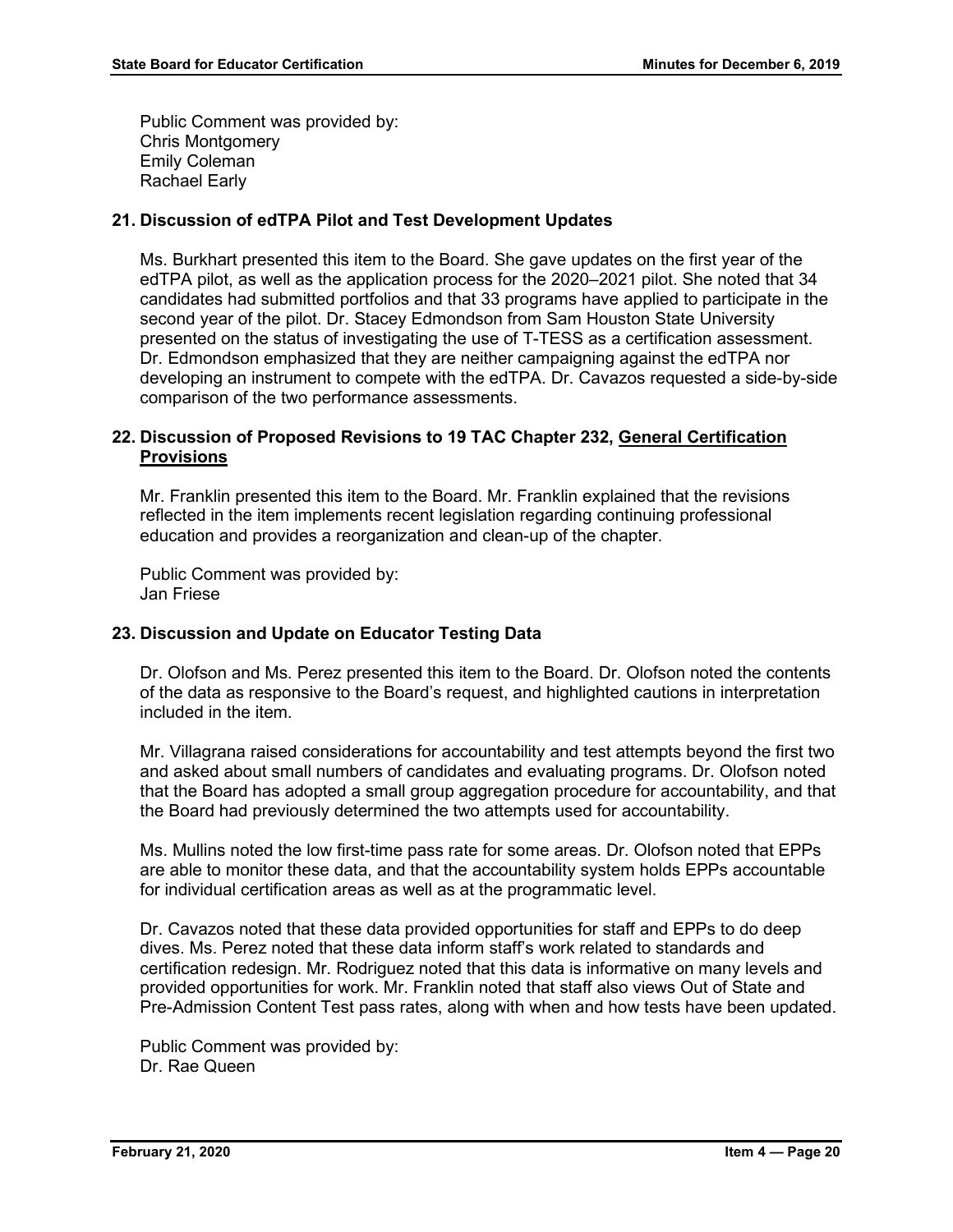Public Comment was provided by:
Chris Montgomery
Emily Coleman
Rachael Early

### 21. Discussion of edTPA Pilot and Test Development Updates

Ms. Burkhart presented this item to the Board. She gave updates on the first year of the edTPA pilot, as well as the application process for the 2020–2021 pilot. She noted that 34 candidates had submitted portfolios and that 33 programs have applied to participate in the second year of the pilot. Dr. Stacey Edmondson from Sam Houston State University presented on the status of investigating the use of T-TESS as a certification assessment. Dr. Edmondson emphasized that they are neither campaigning against the edTPA nor developing an instrument to compete with the edTPA. Dr. Cavazos requested a side-by-side comparison of the two performance assessments.

### 22. Discussion of Proposed Revisions to 19 TAC Chapter 232, General Certification Provisions

Mr. Franklin presented this item to the Board. Mr. Franklin explained that the revisions reflected in the item implements recent legislation regarding continuing professional education and provides a reorganization and clean-up of the chapter.

Public Comment was provided by:
Jan Friese

### 23. Discussion and Update on Educator Testing Data

Dr. Olofson and Ms. Perez presented this item to the Board. Dr. Olofson noted the contents of the data as responsive to the Board's request, and highlighted cautions in interpretation included in the item.

Mr. Villagrana raised considerations for accountability and test attempts beyond the first two and asked about small numbers of candidates and evaluating programs. Dr. Olofson noted that the Board has adopted a small group aggregation procedure for accountability, and that the Board had previously determined the two attempts used for accountability.

Ms. Mullins noted the low first-time pass rate for some areas. Dr. Olofson noted that EPPs are able to monitor these data, and that the accountability system holds EPPs accountable for individual certification areas as well as at the programmatic level.

Dr. Cavazos noted that these data provided opportunities for staff and EPPs to do deep dives. Ms. Perez noted that these data inform staff's work related to standards and certification redesign. Mr. Rodriguez noted that this data is informative on many levels and provided opportunities for work. Mr. Franklin noted that staff also views Out of State and Pre-Admission Content Test pass rates, along with when and how tests have been updated.

Public Comment was provided by:
Dr. Rae Queen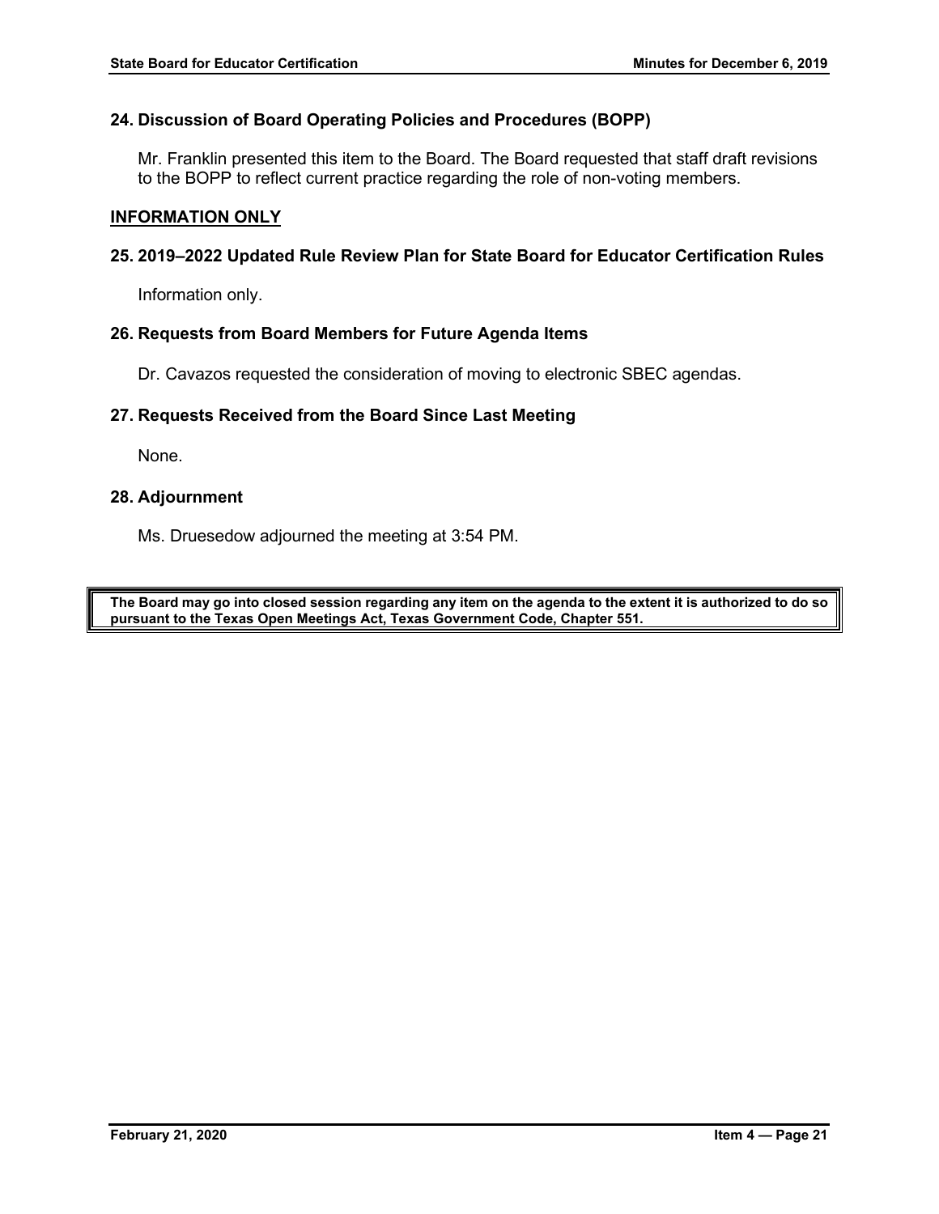## 24. Discussion of Board Operating Policies and Procedures (BOPP)

Mr. Franklin presented this item to the Board. The Board requested that staff draft revisions to the BOPP to reflect current practice regarding the role of non-voting members.

**INFORMATION ONLY**

## 25. 2019–2022 Updated Rule Review Plan for State Board for Educator Certification Rules

Information only.

## 26. Requests from Board Members for Future Agenda Items

Dr. Cavazos requested the consideration of moving to electronic SBEC agendas.

## 27. Requests Received from the Board Since Last Meeting

None.

## 28. Adjournment

Ms. Druesedow adjourned the meeting at 3:54 PM.

**The Board may go into closed session regarding any item on the agenda to the extent it is authorized to do so pursuant to the Texas Open Meetings Act, Texas Government Code, Chapter 551.**